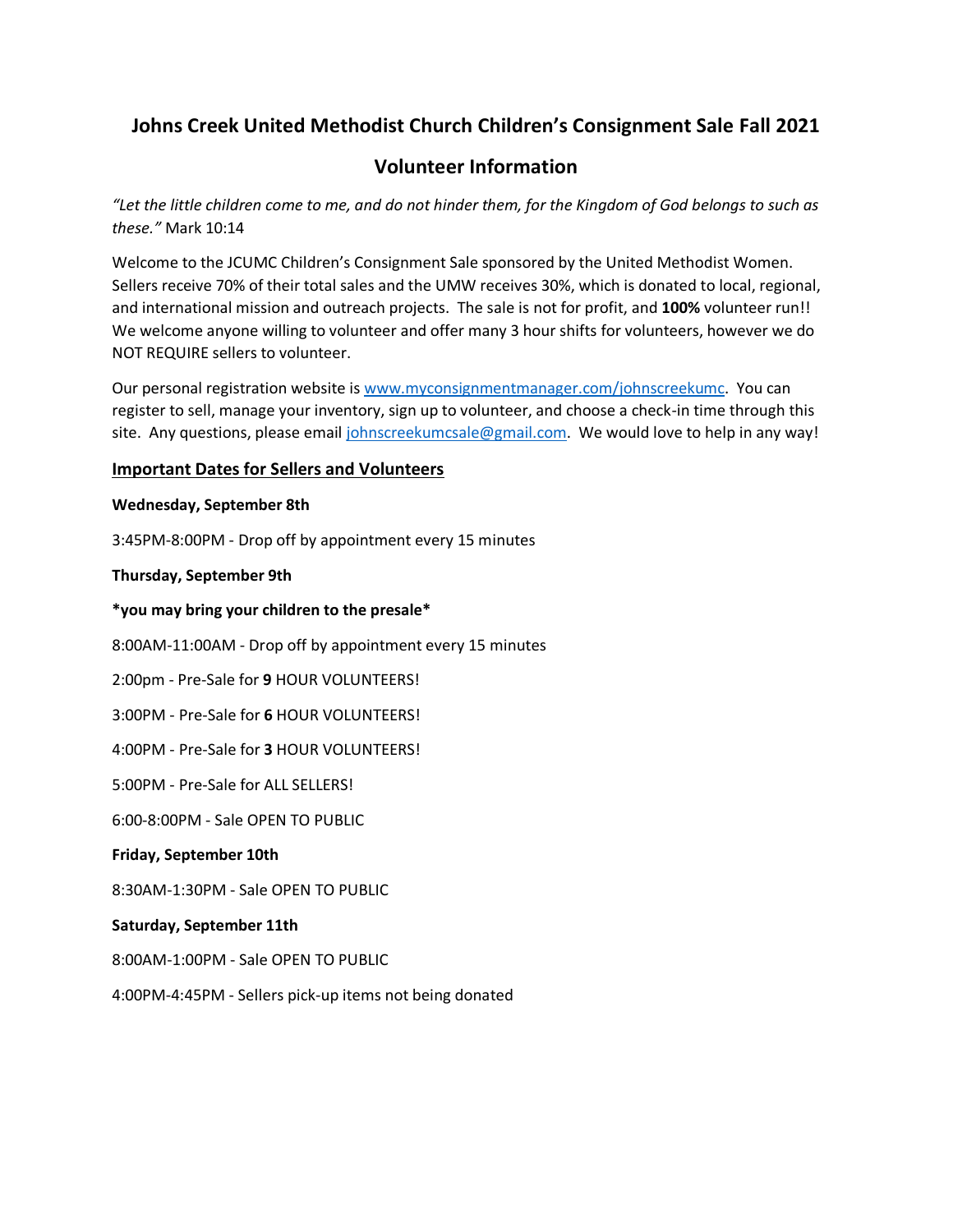# Johns Creek United Methodist Church Children's Consignment Sale Fall 2021

## Volunteer Information

*"Let the little children come to me, and do not hinder them, for the Kingdom of God belongs to such as these."* Mark 10:14

Welcome to the JCUMC Children's Consignment Sale sponsored by the United Methodist Women. Sellers receive 70% of their total sales and the UMW receives 30%, which is donated to local, regional, and international mission and outreach projects. The sale is not for profit, and **100%** volunteer run!! We welcome anyone willing to volunteer and offer many 3 hour shifts for volunteers, however we do NOT REQUIRE sellers to volunteer.

Our personal registration website is [www.myconsignmentmanager.com/johnscreekumc](www.myconsignmentmanager.com/johnscreekumc). You can register to sell, manage your inventory, sign up to volunteer, and choose a check-in time through this site. Any questions, please email [johnscreekumcsale@gmail.com](mailto:johnscreekumcsale@gmail.com). We would love to help in any way!

### Important Dates for Sellers and Volunteers

**Wednesday, September 8th**

3:45PM-8:00PM - Drop off by appointment every 15 minutes

**Thursday, September 9th**

**\*you may bring your children to the presale\***

8:00AM-11:00AM - Drop off by appointment every 15 minutes

2:00pm - Pre-Sale for **9** HOUR VOLUNTEERS!

3:00PM - Pre-Sale for **6** HOUR VOLUNTEERS!

4:00PM - Pre-Sale for **3** HOUR VOLUNTEERS!

5:00PM - Pre-Sale for ALL SELLERS!

6:00-8:00PM - Sale OPEN TO PUBLIC

**Friday, September 10th**

8:30AM-1:30PM - Sale OPEN TO PUBLIC

**Saturday, September 11th**

8:00AM-1:00PM - Sale OPEN TO PUBLIC

4:00PM-4:45PM - Sellers pick-up items not being donated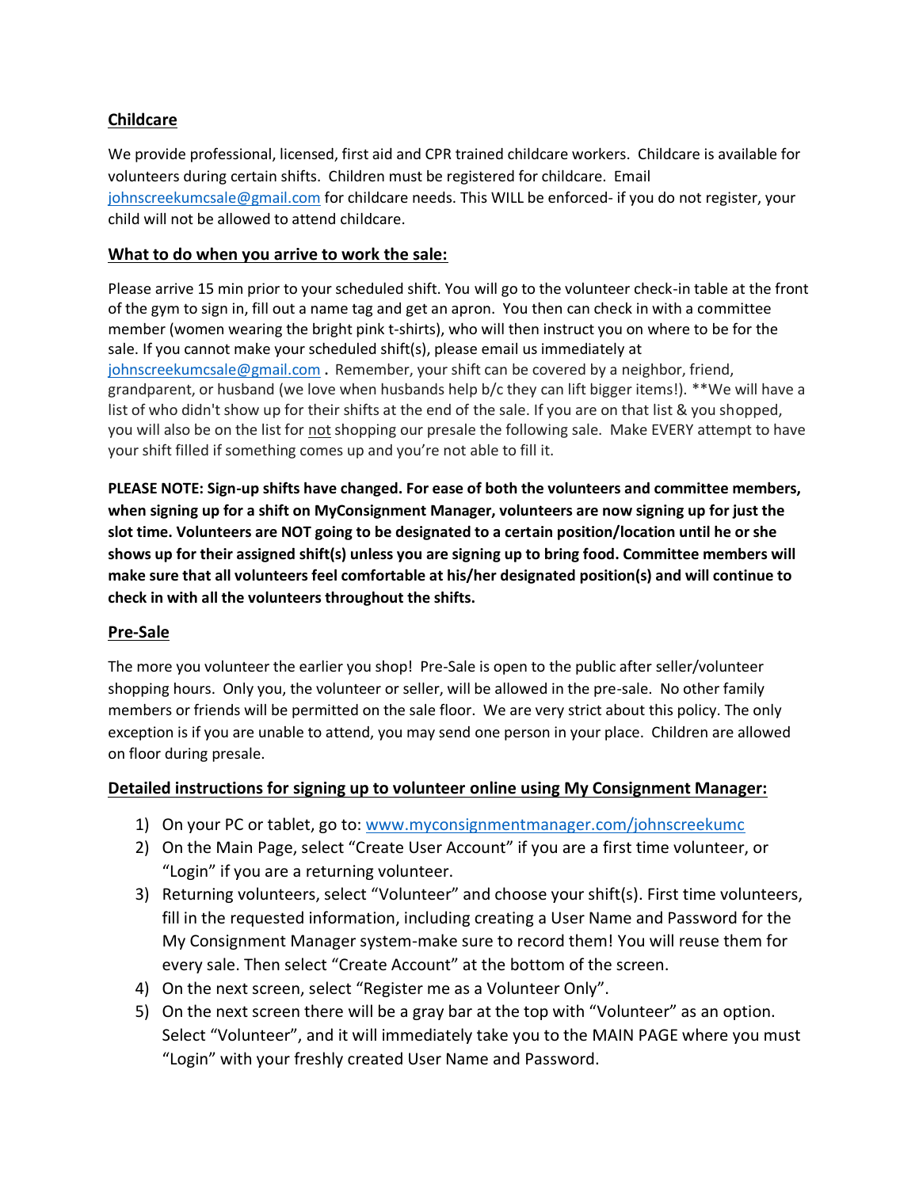## Childcare

We provide professional, licensed, first aid and CPR trained childcare workers. Childcare is available for volunteers during certain shifts. Children must be registered for childcare. Email [johnscreekumcsale@gmail.com](mailto:johnscreekumcsale@gmail.com) for childcare needs. This WILL be enforced- if you do not register, your child will not be allowed to attend childcare.

## What to do when you arrive to work the sale:

Please arrive 15 min prior to your scheduled shift. You will go to the volunteer check-in table at the front of the gym to sign in, fill out a name tag and get an apron. You then can check in with a committee member (women wearing the bright pink t-shirts), who will then instruct you on where to be for the sale. If you cannot make your scheduled shift(s), please email us immediately at [johnscreekumcsale@gmail.com](mailto:johnscreekumcsale@gmail.com) **.** Remember, your shift can be covered by a neighbor, friend, grandparent, or husband (we love when husbands help b/c they can lift bigger items!). **We will have a list of who didn't show up for their shifts at the end of the sale. If you are on that list & you shopped, you will also be on the list for <u>not</u> shopping our presale the following sale. Make EVERY attempt to have your shift filled if something comes up and you're not able to fill it.

**PLEASE NOTE: Sign-up shifts have changed. For ease of both the volunteers and committee members, when signing up for a shift on MyConsignment Manager, volunteers are now signing up for just the slot time. Volunteers are NOT going to be designated to a certain position/location until he or she shows up for their assigned shift(s) unless you are signing up to bring food. Committee members will make sure that all volunteers feel comfortable at his/her designated position(s) and will continue to check in with all the volunteers throughout the shifts.**

## Pre-Sale

The more you volunteer the earlier you shop! Pre-Sale is open to the public after seller/volunteer shopping hours. Only you, the volunteer or seller, will be allowed in the pre-sale. No other family members or friends will be permitted on the sale floor. We are very strict about this policy. The only exception is if you are unable to attend, you may send one person in your place. Children are allowed on floor during presale.

## Detailed instructions for signing up to volunteer online using My Consignment Manager:

1) On your PC or tablet, go to: [www.myconsignmentmanager.com/johnscreekumc](http://www.myconsignmentmanager.com/johnscreekumc)
2) On the Main Page, select "Create User Account" if you are a first time volunteer, or "Login" if you are a returning volunteer.
3) Returning volunteers, select "Volunteer" and choose your shift(s). First time volunteers, fill in the requested information, including creating a User Name and Password for the My Consignment Manager system-make sure to record them! You will reuse them for every sale. Then select "Create Account" at the bottom of the screen.
4) On the next screen, select "Register me as a Volunteer Only".
5) On the next screen there will be a gray bar at the top with "Volunteer" as an option. Select "Volunteer", and it will immediately take you to the MAIN PAGE where you must "Login" with your freshly created User Name and Password.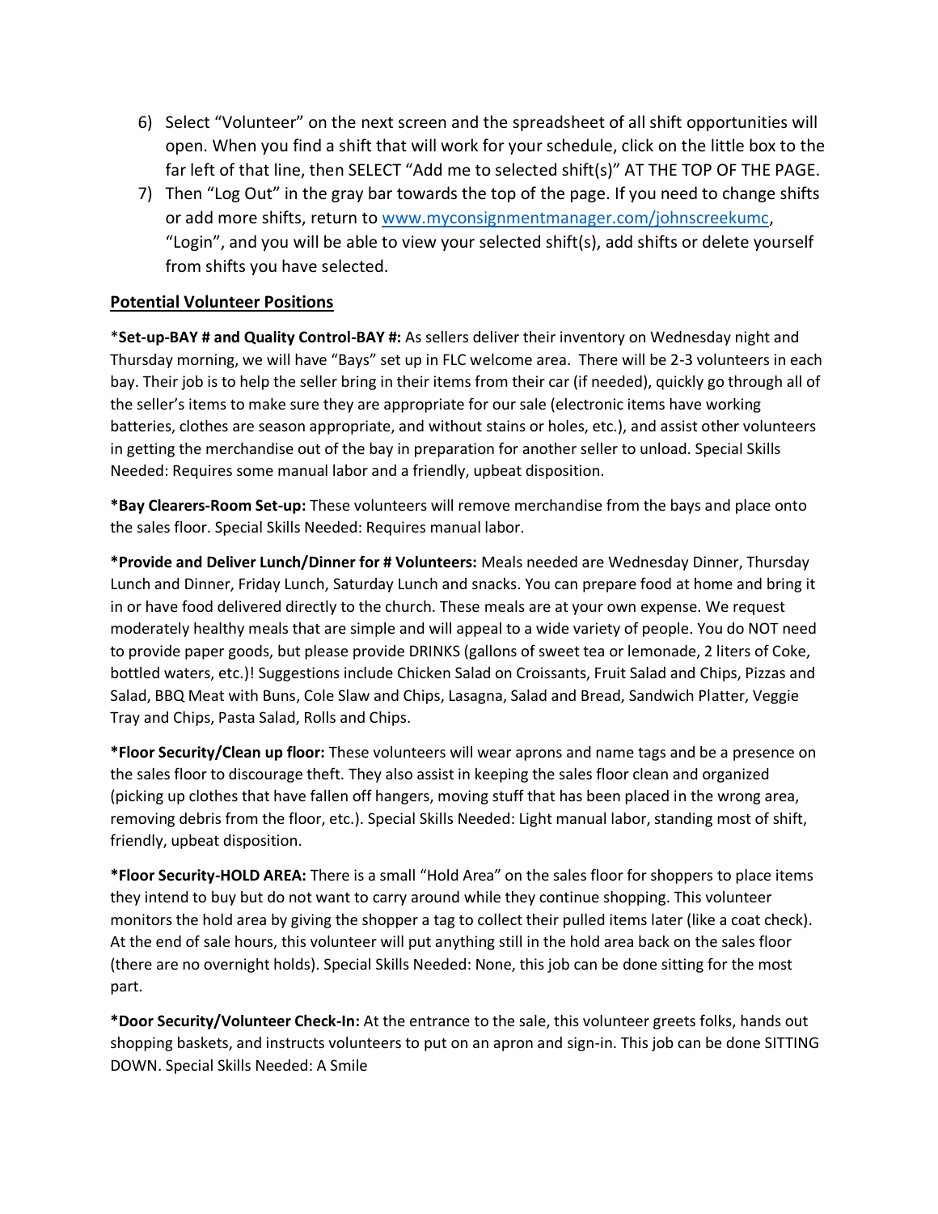6) Select "Volunteer" on the next screen and the spreadsheet of all shift opportunities will open. When you find a shift that will work for your schedule, click on the little box to the far left of that line, then SELECT "Add me to selected shift(s)" AT THE TOP OF THE PAGE.
7) Then "Log Out" in the gray bar towards the top of the page. If you need to change shifts or add more shifts, return to [www.myconsignmentmanager.com/johnscreekumc](http://www.myconsignmentmanager.com/johnscreekumc), "Login", and you will be able to view your selected shift(s), add shifts or delete yourself from shifts you have selected.

## Potential Volunteer Positions

***Set-up-BAY # and Quality Control-BAY #:** As sellers deliver their inventory on Wednesday night and Thursday morning, we will have "Bays" set up in FLC welcome area. There will be 2-3 volunteers in each bay. Their job is to help the seller bring in their items from their car (if needed), quickly go through all of the seller's items to make sure they are appropriate for our sale (electronic items have working batteries, clothes are season appropriate, and without stains or holes, etc.), and assist other volunteers in getting the merchandise out of the bay in preparation for another seller to unload. Special Skills Needed: Requires some manual labor and a friendly, upbeat disposition.

***Bay Clearers-Room Set-up:** These volunteers will remove merchandise from the bays and place onto the sales floor. Special Skills Needed: Requires manual labor.

***Provide and Deliver Lunch/Dinner for # Volunteers:** Meals needed are Wednesday Dinner, Thursday Lunch and Dinner, Friday Lunch, Saturday Lunch and snacks. You can prepare food at home and bring it in or have food delivered directly to the church. These meals are at your own expense. We request moderately healthy meals that are simple and will appeal to a wide variety of people. You do NOT need to provide paper goods, but please provide DRINKS (gallons of sweet tea or lemonade, 2 liters of Coke, bottled waters, etc.)! Suggestions include Chicken Salad on Croissants, Fruit Salad and Chips, Pizzas and Salad, BBQ Meat with Buns, Cole Slaw and Chips, Lasagna, Salad and Bread, Sandwich Platter, Veggie Tray and Chips, Pasta Salad, Rolls and Chips.

***Floor Security/Clean up floor:** These volunteers will wear aprons and name tags and be a presence on the sales floor to discourage theft. They also assist in keeping the sales floor clean and organized (picking up clothes that have fallen off hangers, moving stuff that has been placed in the wrong area, removing debris from the floor, etc.). Special Skills Needed: Light manual labor, standing most of shift, friendly, upbeat disposition.

***Floor Security-HOLD AREA:** There is a small "Hold Area" on the sales floor for shoppers to place items they intend to buy but do not want to carry around while they continue shopping. This volunteer monitors the hold area by giving the shopper a tag to collect their pulled items later (like a coat check). At the end of sale hours, this volunteer will put anything still in the hold area back on the sales floor (there are no overnight holds). Special Skills Needed: None, this job can be done sitting for the most part.

***Door Security/Volunteer Check-In:** At the entrance to the sale, this volunteer greets folks, hands out shopping baskets, and instructs volunteers to put on an apron and sign-in. This job can be done SITTING DOWN. Special Skills Needed: A Smile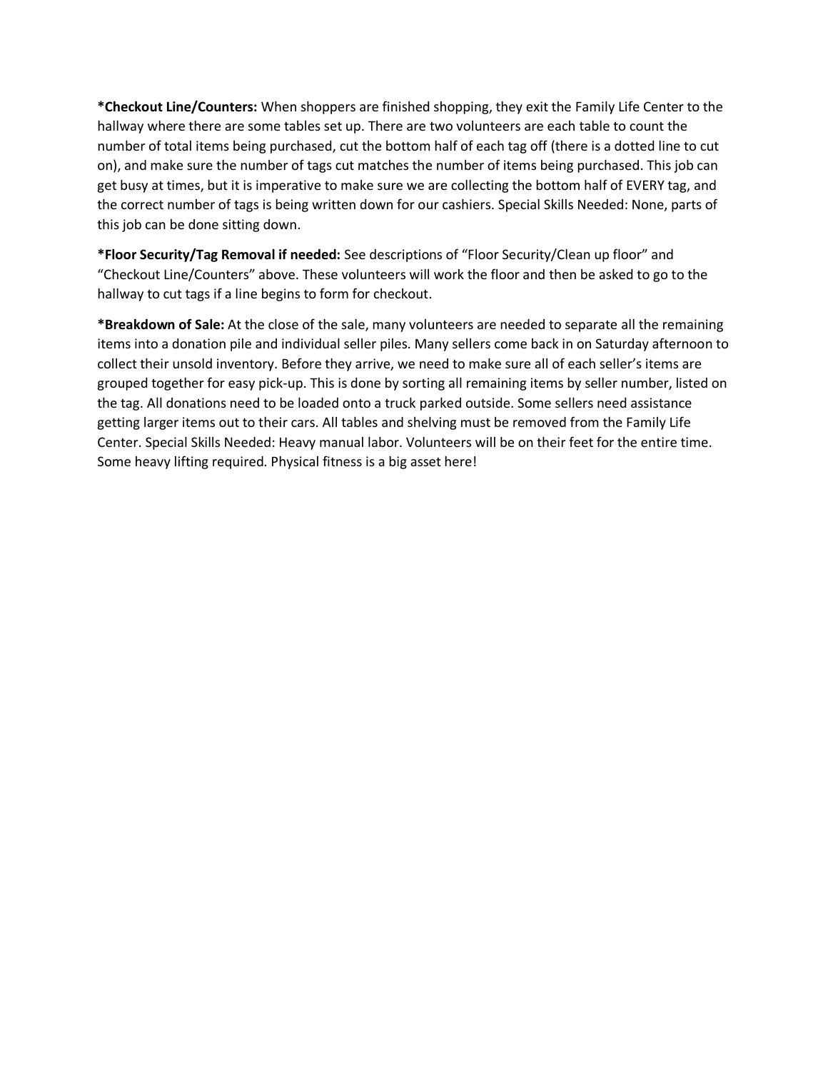**\*Checkout Line/Counters:** When shoppers are finished shopping, they exit the Family Life Center to the hallway where there are some tables set up. There are two volunteers are each table to count the number of total items being purchased, cut the bottom half of each tag off (there is a dotted line to cut on), and make sure the number of tags cut matches the number of items being purchased. This job can get busy at times, but it is imperative to make sure we are collecting the bottom half of EVERY tag, and the correct number of tags is being written down for our cashiers. Special Skills Needed: None, parts of this job can be done sitting down.

**\*Floor Security/Tag Removal if needed:** See descriptions of "Floor Security/Clean up floor" and "Checkout Line/Counters" above. These volunteers will work the floor and then be asked to go to the hallway to cut tags if a line begins to form for checkout.

**\*Breakdown of Sale:** At the close of the sale, many volunteers are needed to separate all the remaining items into a donation pile and individual seller piles. Many sellers come back in on Saturday afternoon to collect their unsold inventory. Before they arrive, we need to make sure all of each seller's items are grouped together for easy pick-up. This is done by sorting all remaining items by seller number, listed on the tag. All donations need to be loaded onto a truck parked outside. Some sellers need assistance getting larger items out to their cars. All tables and shelving must be removed from the Family Life Center. Special Skills Needed: Heavy manual labor. Volunteers will be on their feet for the entire time. Some heavy lifting required. Physical fitness is a big asset here!